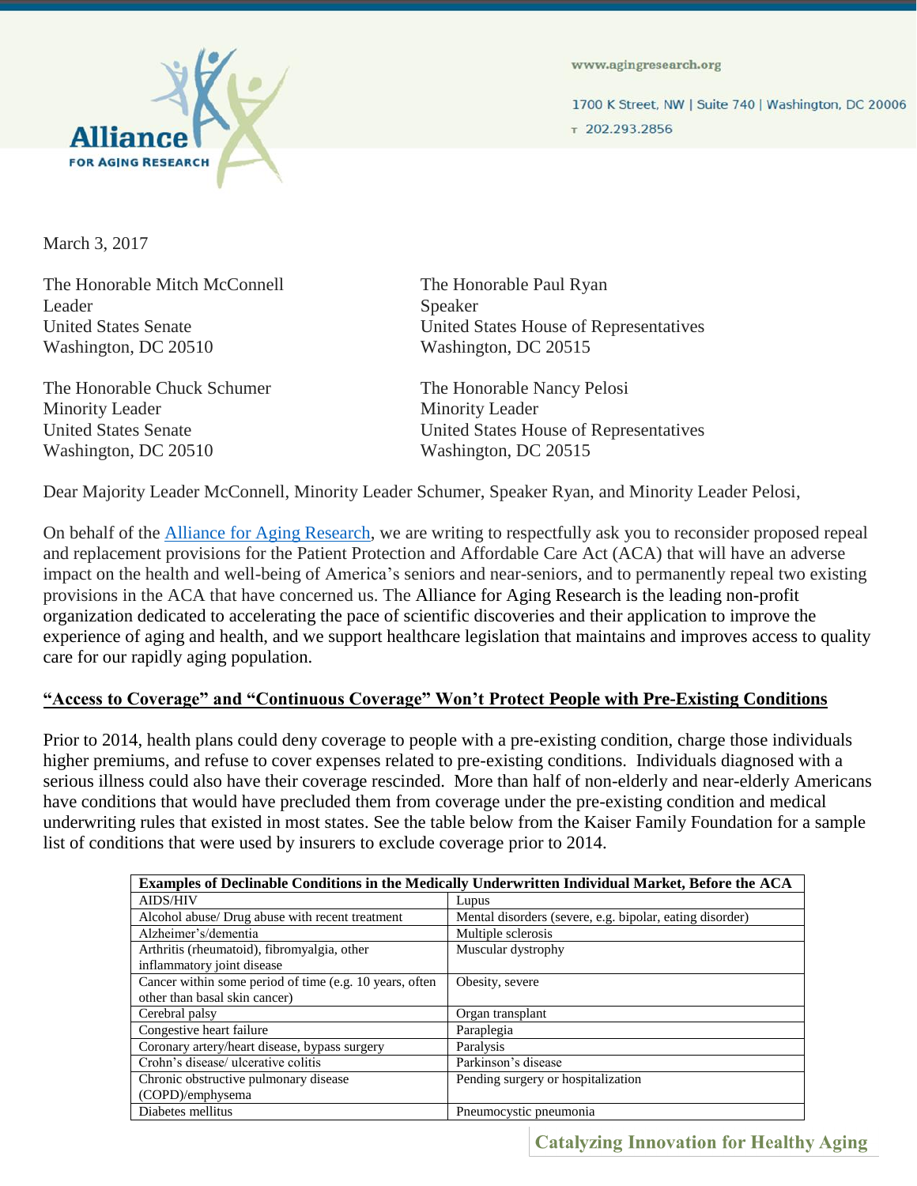**Alliance FOR AGING RESEARCH**

www.agingresearch.org

1700 K Street, NW | Suite 740 | Washington, DC 20006

T 202.293.2856

March 3, 2017

The Honorable Mitch McConnell
Leader
United States Senate
Washington, DC 20510

The Honorable Paul Ryan
Speaker
United States House of Representatives
Washington, DC 20515

The Honorable Chuck Schumer
Minority Leader
United States Senate
Washington, DC 20510

The Honorable Nancy Pelosi
Minority Leader
United States House of Representatives
Washington, DC 20515

Dear Majority Leader McConnell, Minority Leader Schumer, Speaker Ryan, and Minority Leader Pelosi,

On behalf of the [Alliance for Aging Research](), we are writing to respectfully ask you to reconsider proposed repeal and replacement provisions for the Patient Protection and Affordable Care Act (ACA) that will have an adverse impact on the health and well-being of America's seniors and near-seniors, and to permanently repeal two existing provisions in the ACA that have concerned us. The Alliance for Aging Research is the leading non-profit organization dedicated to accelerating the pace of scientific discoveries and their application to improve the experience of aging and health, and we support healthcare legislation that maintains and improves access to quality care for our rapidly aging population.

## "Access to Coverage" and "Continuous Coverage" Won't Protect People with Pre-Existing Conditions

Prior to 2014, health plans could deny coverage to people with a pre-existing condition, charge those individuals higher premiums, and refuse to cover expenses related to pre-existing conditions. Individuals diagnosed with a serious illness could also have their coverage rescinded. More than half of non-elderly and near-elderly Americans have conditions that would have precluded them from coverage under the pre-existing condition and medical underwriting rules that existed in most states. See the table below from the Kaiser Family Foundation for a sample list of conditions that were used by insurers to exclude coverage prior to 2014.

| Examples of Declinable Conditions in the Medically Underwritten Individual Market, Before the ACA | |
|---|---|
| AIDS/HIV | Lupus |
| Alcohol abuse/ Drug abuse with recent treatment | Mental disorders (severe, e.g. bipolar, eating disorder) |
| Alzheimer's/dementia | Multiple sclerosis |
| Arthritis (rheumatoid), fibromyalgia, other inflammatory joint disease | Muscular dystrophy |
| Cancer within some period of time (e.g. 10 years, often other than basal skin cancer) | Obesity, severe |
| Cerebral palsy | Organ transplant |
| Congestive heart failure | Paraplegia |
| Coronary artery/heart disease, bypass surgery | Paralysis |
| Crohn's disease/ ulcerative colitis | Parkinson's disease |
| Chronic obstructive pulmonary disease (COPD)/emphysema | Pending surgery or hospitalization |
| Diabetes mellitus | Pneumocystic pneumonia |

Catalyzing Innovation for Healthy Aging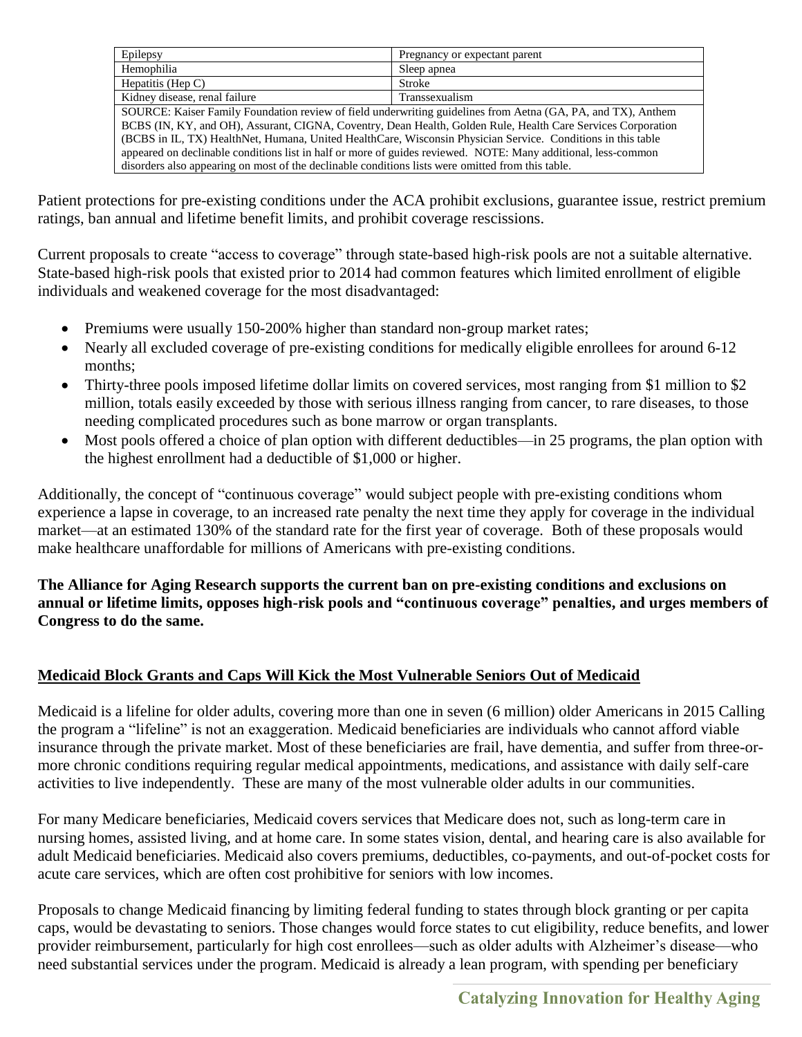| Epilepsy | Pregnancy or expectant parent |
|---|---|
| Hemophilia | Sleep apnea |
| Hepatitis (Hep C) | Stroke |
| Kidney disease, renal failure | Transsexualism |

SOURCE: Kaiser Family Foundation review of field underwriting guidelines from Aetna (GA, PA, and TX), Anthem BCBS (IN, KY, and OH), Assurant, CIGNA, Coventry, Dean Health, Golden Rule, Health Care Services Corporation (BCBS in IL, TX) HealthNet, Humana, United HealthCare, Wisconsin Physician Service. Conditions in this table appeared on declinable conditions list in half or more of guides reviewed. NOTE: Many additional, less-common disorders also appearing on most of the declinable conditions lists were omitted from this table.

Patient protections for pre-existing conditions under the ACA prohibit exclusions, guarantee issue, restrict premium ratings, ban annual and lifetime benefit limits, and prohibit coverage rescissions.

Current proposals to create "access to coverage" through state-based high-risk pools are not a suitable alternative. State-based high-risk pools that existed prior to 2014 had common features which limited enrollment of eligible individuals and weakened coverage for the most disadvantaged:

- Premiums were usually 150-200% higher than standard non-group market rates;
- Nearly all excluded coverage of pre-existing conditions for medically eligible enrollees for around 6-12 months;
- Thirty-three pools imposed lifetime dollar limits on covered services, most ranging from $1 million to $2 million, totals easily exceeded by those with serious illness ranging from cancer, to rare diseases, to those needing complicated procedures such as bone marrow or organ transplants.
- Most pools offered a choice of plan option with different deductibles—in 25 programs, the plan option with the highest enrollment had a deductible of $1,000 or higher.

Additionally, the concept of "continuous coverage" would subject people with pre-existing conditions whom experience a lapse in coverage, to an increased rate penalty the next time they apply for coverage in the individual market—at an estimated 130% of the standard rate for the first year of coverage. Both of these proposals would make healthcare unaffordable for millions of Americans with pre-existing conditions.

**The Alliance for Aging Research supports the current ban on pre-existing conditions and exclusions on annual or lifetime limits, opposes high-risk pools and "continuous coverage" penalties, and urges members of Congress to do the same.**

## Medicaid Block Grants and Caps Will Kick the Most Vulnerable Seniors Out of Medicaid

Medicaid is a lifeline for older adults, covering more than one in seven (6 million) older Americans in 2015 Calling the program a "lifeline" is not an exaggeration. Medicaid beneficiaries are individuals who cannot afford viable insurance through the private market. Most of these beneficiaries are frail, have dementia, and suffer from three-or-more chronic conditions requiring regular medical appointments, medications, and assistance with daily self-care activities to live independently. These are many of the most vulnerable older adults in our communities.

For many Medicare beneficiaries, Medicaid covers services that Medicare does not, such as long-term care in nursing homes, assisted living, and at home care. In some states vision, dental, and hearing care is also available for adult Medicaid beneficiaries. Medicaid also covers premiums, deductibles, co-payments, and out-of-pocket costs for acute care services, which are often cost prohibitive for seniors with low incomes.

Proposals to change Medicaid financing by limiting federal funding to states through block granting or per capita caps, would be devastating to seniors. Those changes would force states to cut eligibility, reduce benefits, and lower provider reimbursement, particularly for high cost enrollees—such as older adults with Alzheimer's disease—who need substantial services under the program. Medicaid is already a lean program, with spending per beneficiary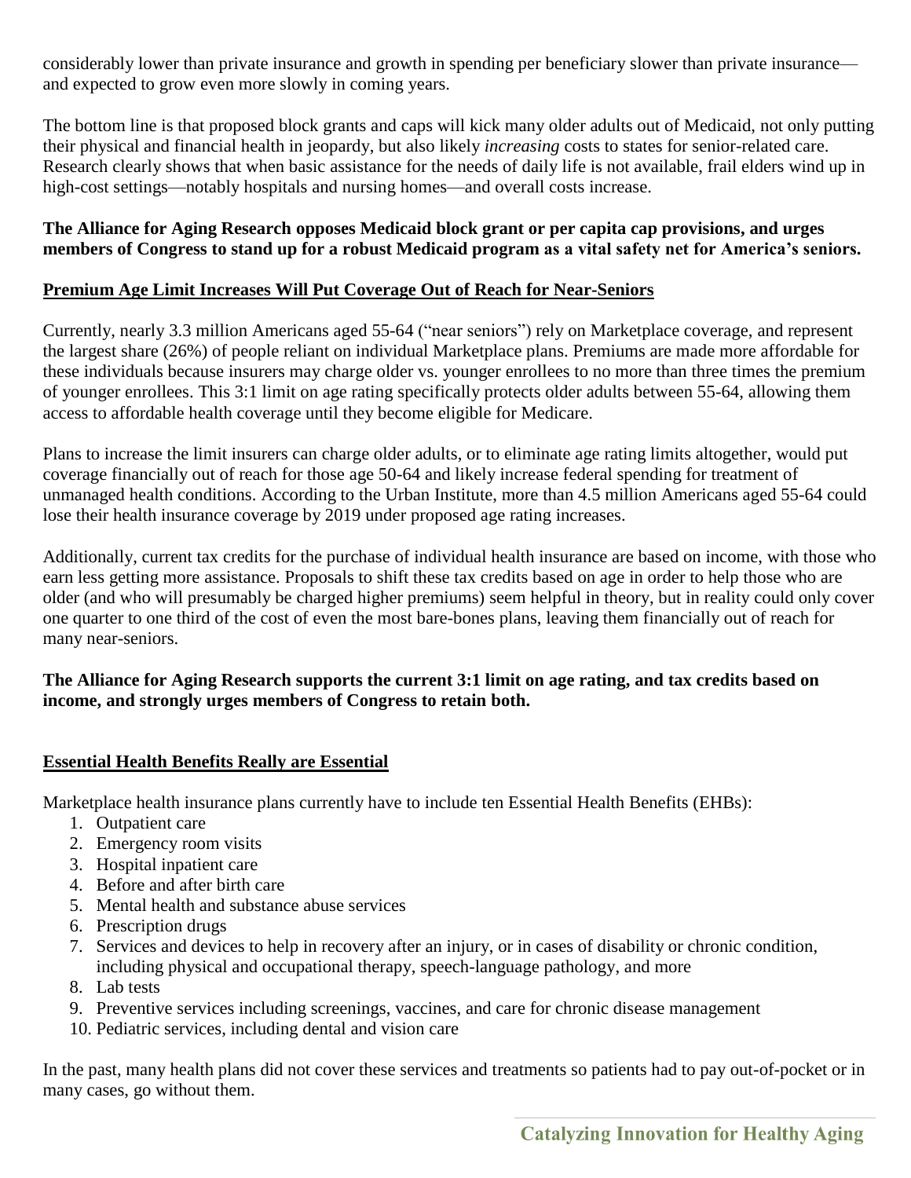considerably lower than private insurance and growth in spending per beneficiary slower than private insurance—and expected to grow even more slowly in coming years.

The bottom line is that proposed block grants and caps will kick many older adults out of Medicaid, not only putting their physical and financial health in jeopardy, but also likely *increasing* costs to states for senior-related care. Research clearly shows that when basic assistance for the needs of daily life is not available, frail elders wind up in high-cost settings—notably hospitals and nursing homes—and overall costs increase.

**The Alliance for Aging Research opposes Medicaid block grant or per capita cap provisions, and urges members of Congress to stand up for a robust Medicaid program as a vital safety net for America's seniors.**

## Premium Age Limit Increases Will Put Coverage Out of Reach for Near-Seniors

Currently, nearly 3.3 million Americans aged 55-64 ("near seniors") rely on Marketplace coverage, and represent the largest share (26%) of people reliant on individual Marketplace plans. Premiums are made more affordable for these individuals because insurers may charge older vs. younger enrollees to no more than three times the premium of younger enrollees. This 3:1 limit on age rating specifically protects older adults between 55-64, allowing them access to affordable health coverage until they become eligible for Medicare.

Plans to increase the limit insurers can charge older adults, or to eliminate age rating limits altogether, would put coverage financially out of reach for those age 50-64 and likely increase federal spending for treatment of unmanaged health conditions. According to the Urban Institute, more than 4.5 million Americans aged 55-64 could lose their health insurance coverage by 2019 under proposed age rating increases.

Additionally, current tax credits for the purchase of individual health insurance are based on income, with those who earn less getting more assistance. Proposals to shift these tax credits based on age in order to help those who are older (and who will presumably be charged higher premiums) seem helpful in theory, but in reality could only cover one quarter to one third of the cost of even the most bare-bones plans, leaving them financially out of reach for many near-seniors.

**The Alliance for Aging Research supports the current 3:1 limit on age rating, and tax credits based on income, and strongly urges members of Congress to retain both.**

## Essential Health Benefits Really are Essential

Marketplace health insurance plans currently have to include ten Essential Health Benefits (EHBs):

1. Outpatient care
2. Emergency room visits
3. Hospital inpatient care
4. Before and after birth care
5. Mental health and substance abuse services
6. Prescription drugs
7. Services and devices to help in recovery after an injury, or in cases of disability or chronic condition, including physical and occupational therapy, speech-language pathology, and more
8. Lab tests
9. Preventive services including screenings, vaccines, and care for chronic disease management
10. Pediatric services, including dental and vision care

In the past, many health plans did not cover these services and treatments so patients had to pay out-of-pocket or in many cases, go without them.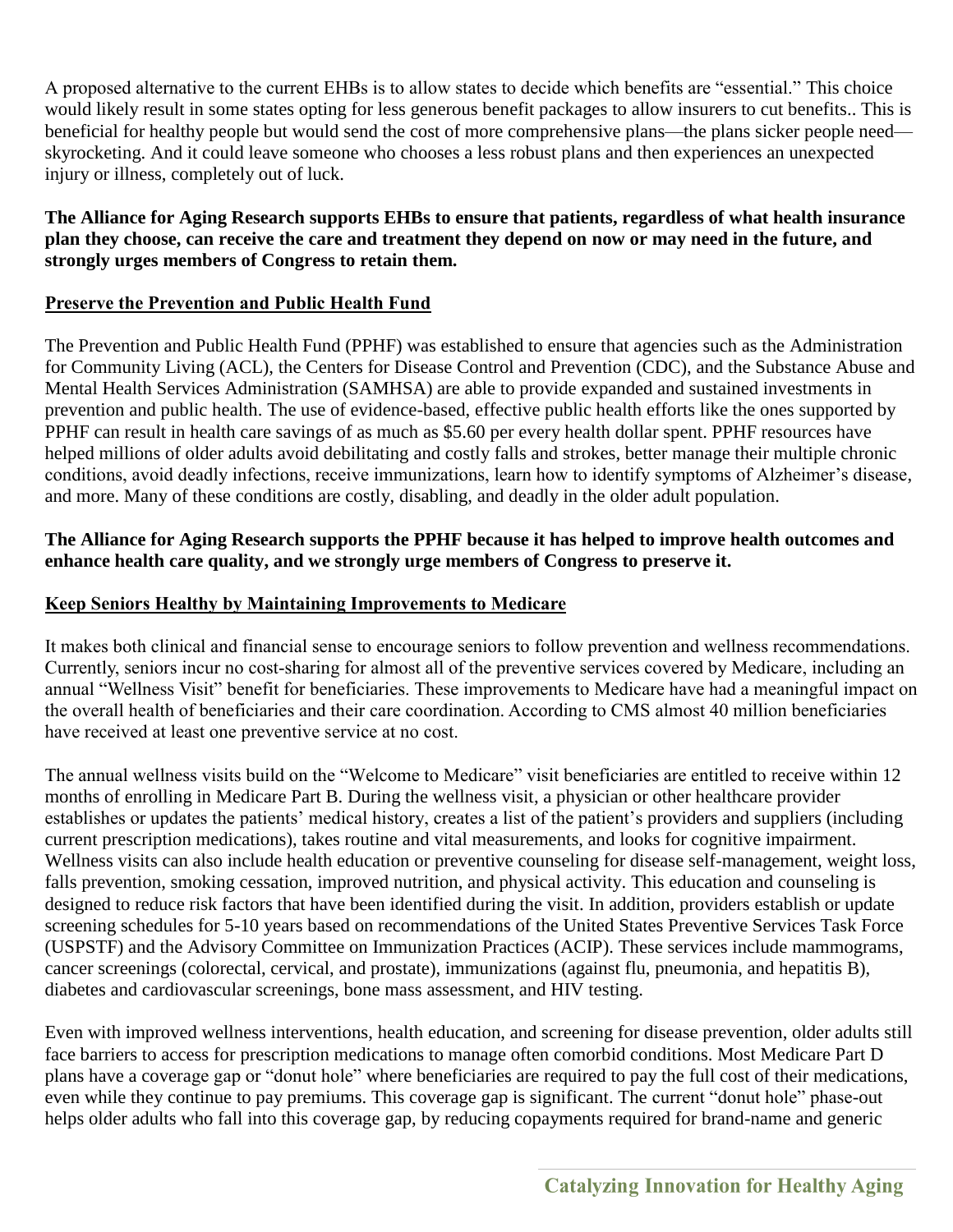A proposed alternative to the current EHBs is to allow states to decide which benefits are "essential." This choice would likely result in some states opting for less generous benefit packages to allow insurers to cut benefits.. This is beneficial for healthy people but would send the cost of more comprehensive plans—the plans sicker people need—skyrocketing. And it could leave someone who chooses a less robust plans and then experiences an unexpected injury or illness, completely out of luck.

**The Alliance for Aging Research supports EHBs to ensure that patients, regardless of what health insurance plan they choose, can receive the care and treatment they depend on now or may need in the future, and strongly urges members of Congress to retain them.**

## Preserve the Prevention and Public Health Fund

The Prevention and Public Health Fund (PPHF) was established to ensure that agencies such as the Administration for Community Living (ACL), the Centers for Disease Control and Prevention (CDC), and the Substance Abuse and Mental Health Services Administration (SAMHSA) are able to provide expanded and sustained investments in prevention and public health. The use of evidence-based, effective public health efforts like the ones supported by PPHF can result in health care savings of as much as $5.60 per every health dollar spent. PPHF resources have helped millions of older adults avoid debilitating and costly falls and strokes, better manage their multiple chronic conditions, avoid deadly infections, receive immunizations, learn how to identify symptoms of Alzheimer's disease, and more. Many of these conditions are costly, disabling, and deadly in the older adult population.

**The Alliance for Aging Research supports the PPHF because it has helped to improve health outcomes and enhance health care quality, and we strongly urge members of Congress to preserve it.**

## Keep Seniors Healthy by Maintaining Improvements to Medicare

It makes both clinical and financial sense to encourage seniors to follow prevention and wellness recommendations. Currently, seniors incur no cost-sharing for almost all of the preventive services covered by Medicare, including an annual "Wellness Visit" benefit for beneficiaries. These improvements to Medicare have had a meaningful impact on the overall health of beneficiaries and their care coordination. According to CMS almost 40 million beneficiaries have received at least one preventive service at no cost.

The annual wellness visits build on the "Welcome to Medicare" visit beneficiaries are entitled to receive within 12 months of enrolling in Medicare Part B. During the wellness visit, a physician or other healthcare provider establishes or updates the patients' medical history, creates a list of the patient's providers and suppliers (including current prescription medications), takes routine and vital measurements, and looks for cognitive impairment. Wellness visits can also include health education or preventive counseling for disease self-management, weight loss, falls prevention, smoking cessation, improved nutrition, and physical activity. This education and counseling is designed to reduce risk factors that have been identified during the visit. In addition, providers establish or update screening schedules for 5-10 years based on recommendations of the United States Preventive Services Task Force (USPSTF) and the Advisory Committee on Immunization Practices (ACIP). These services include mammograms, cancer screenings (colorectal, cervical, and prostate), immunizations (against flu, pneumonia, and hepatitis B), diabetes and cardiovascular screenings, bone mass assessment, and HIV testing.

Even with improved wellness interventions, health education, and screening for disease prevention, older adults still face barriers to access for prescription medications to manage often comorbid conditions. Most Medicare Part D plans have a coverage gap or "donut hole" where beneficiaries are required to pay the full cost of their medications, even while they continue to pay premiums. This coverage gap is significant. The current "donut hole" phase-out helps older adults who fall into this coverage gap, by reducing copayments required for brand-name and generic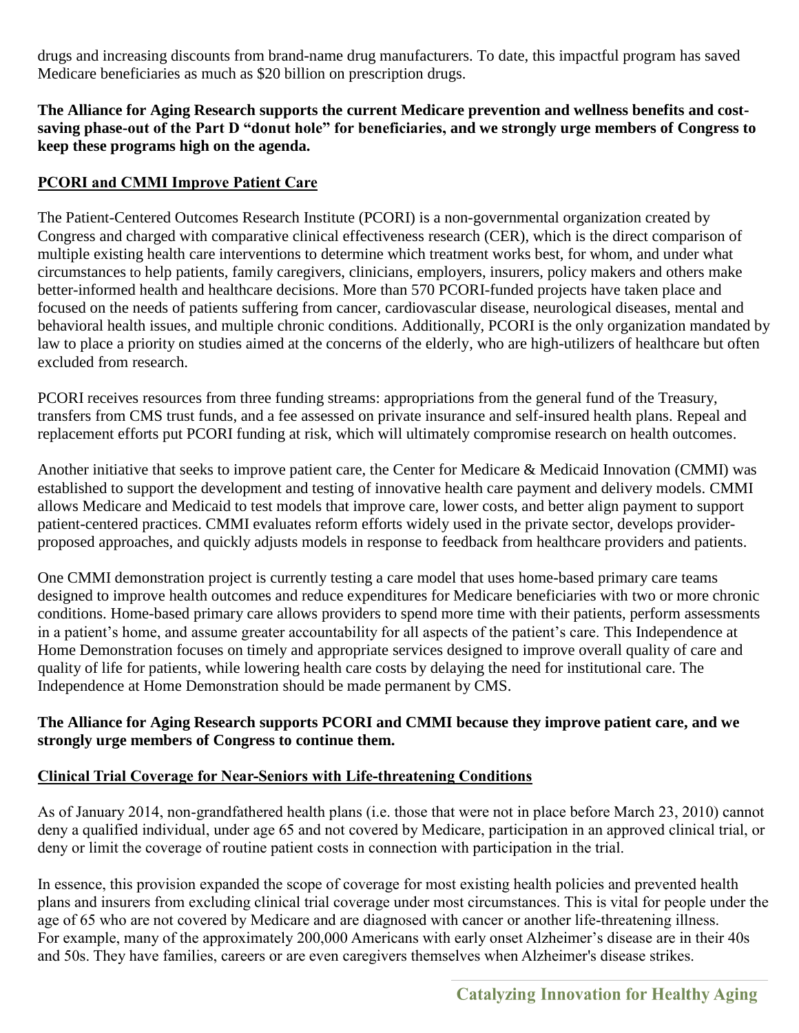drugs and increasing discounts from brand-name drug manufacturers. To date, this impactful program has saved Medicare beneficiaries as much as $20 billion on prescription drugs.

**The Alliance for Aging Research supports the current Medicare prevention and wellness benefits and cost-saving phase-out of the Part D "donut hole" for beneficiaries, and we strongly urge members of Congress to keep these programs high on the agenda.**

## PCORI and CMMI Improve Patient Care

The Patient-Centered Outcomes Research Institute (PCORI) is a non-governmental organization created by Congress and charged with comparative clinical effectiveness research (CER), which is the direct comparison of multiple existing health care interventions to determine which treatment works best, for whom, and under what circumstances to help patients, family caregivers, clinicians, employers, insurers, policy makers and others make better-informed health and healthcare decisions. More than 570 PCORI-funded projects have taken place and focused on the needs of patients suffering from cancer, cardiovascular disease, neurological diseases, mental and behavioral health issues, and multiple chronic conditions. Additionally, PCORI is the only organization mandated by law to place a priority on studies aimed at the concerns of the elderly, who are high-utilizers of healthcare but often excluded from research.

PCORI receives resources from three funding streams: appropriations from the general fund of the Treasury, transfers from CMS trust funds, and a fee assessed on private insurance and self-insured health plans. Repeal and replacement efforts put PCORI funding at risk, which will ultimately compromise research on health outcomes.

Another initiative that seeks to improve patient care, the Center for Medicare & Medicaid Innovation (CMMI) was established to support the development and testing of innovative health care payment and delivery models. CMMI allows Medicare and Medicaid to test models that improve care, lower costs, and better align payment to support patient-centered practices. CMMI evaluates reform efforts widely used in the private sector, develops provider-proposed approaches, and quickly adjusts models in response to feedback from healthcare providers and patients.

One CMMI demonstration project is currently testing a care model that uses home-based primary care teams designed to improve health outcomes and reduce expenditures for Medicare beneficiaries with two or more chronic conditions. Home-based primary care allows providers to spend more time with their patients, perform assessments in a patient's home, and assume greater accountability for all aspects of the patient's care. This Independence at Home Demonstration focuses on timely and appropriate services designed to improve overall quality of care and quality of life for patients, while lowering health care costs by delaying the need for institutional care. The Independence at Home Demonstration should be made permanent by CMS.

**The Alliance for Aging Research supports PCORI and CMMI because they improve patient care, and we strongly urge members of Congress to continue them.**

## Clinical Trial Coverage for Near-Seniors with Life-threatening Conditions

As of January 2014, non-grandfathered health plans (i.e. those that were not in place before March 23, 2010) cannot deny a qualified individual, under age 65 and not covered by Medicare, participation in an approved clinical trial, or deny or limit the coverage of routine patient costs in connection with participation in the trial.

In essence, this provision expanded the scope of coverage for most existing health policies and prevented health plans and insurers from excluding clinical trial coverage under most circumstances. This is vital for people under the age of 65 who are not covered by Medicare and are diagnosed with cancer or another life-threatening illness. For example, many of the approximately 200,000 Americans with early onset Alzheimer's disease are in their 40s and 50s. They have families, careers or are even caregivers themselves when Alzheimer's disease strikes.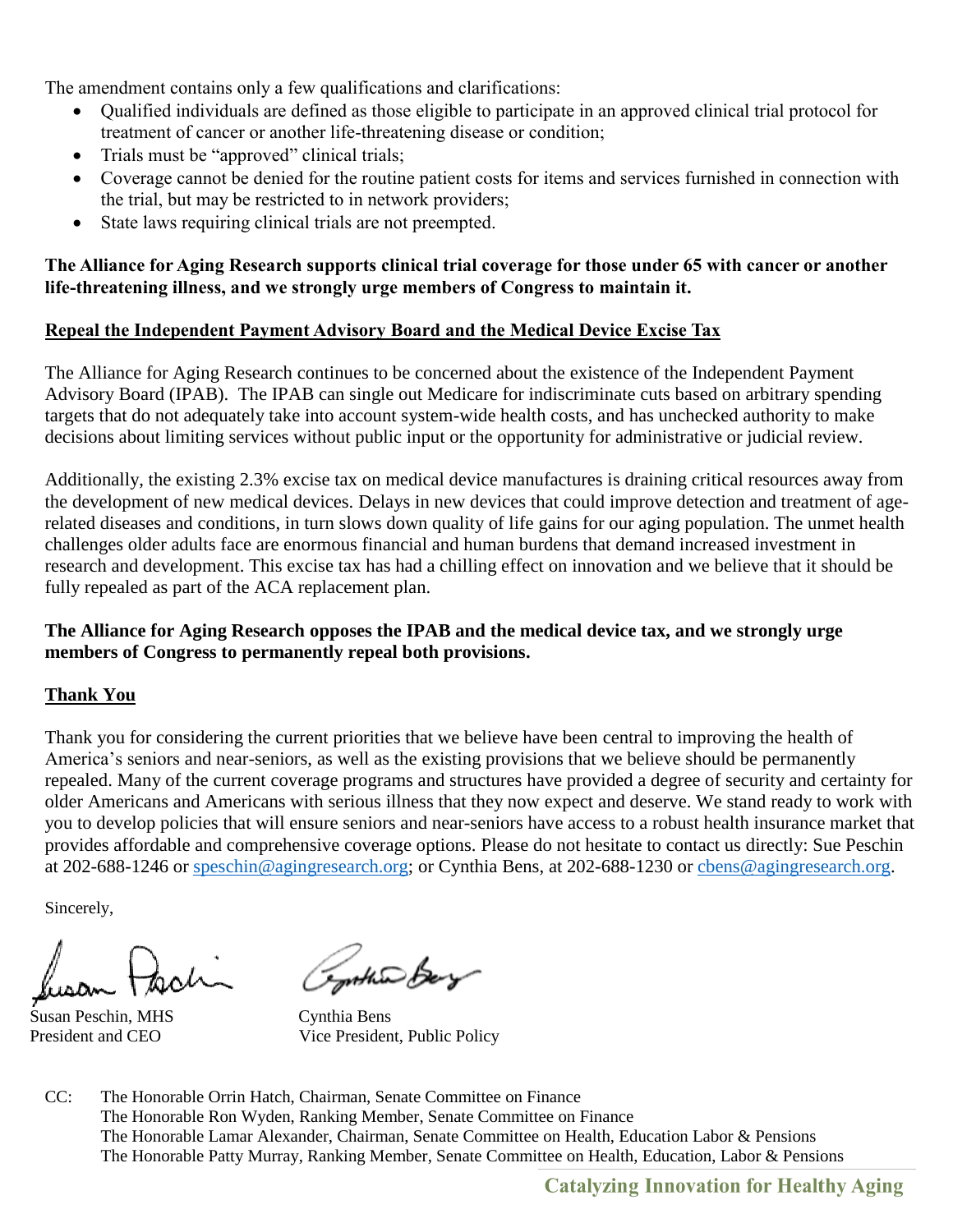The amendment contains only a few qualifications and clarifications:

- Qualified individuals are defined as those eligible to participate in an approved clinical trial protocol for treatment of cancer or another life-threatening disease or condition;
- Trials must be "approved" clinical trials;
- Coverage cannot be denied for the routine patient costs for items and services furnished in connection with the trial, but may be restricted to in network providers;
- State laws requiring clinical trials are not preempted.

**The Alliance for Aging Research supports clinical trial coverage for those under 65 with cancer or another life-threatening illness, and we strongly urge members of Congress to maintain it.**

**Repeal the Independent Payment Advisory Board and the Medical Device Excise Tax**

The Alliance for Aging Research continues to be concerned about the existence of the Independent Payment Advisory Board (IPAB). The IPAB can single out Medicare for indiscriminate cuts based on arbitrary spending targets that do not adequately take into account system-wide health costs, and has unchecked authority to make decisions about limiting services without public input or the opportunity for administrative or judicial review.

Additionally, the existing 2.3% excise tax on medical device manufactures is draining critical resources away from the development of new medical devices. Delays in new devices that could improve detection and treatment of age-related diseases and conditions, in turn slows down quality of life gains for our aging population. The unmet health challenges older adults face are enormous financial and human burdens that demand increased investment in research and development. This excise tax has had a chilling effect on innovation and we believe that it should be fully repealed as part of the ACA replacement plan.

**The Alliance for Aging Research opposes the IPAB and the medical device tax, and we strongly urge members of Congress to permanently repeal both provisions.**

**Thank You**

Thank you for considering the current priorities that we believe have been central to improving the health of America's seniors and near-seniors, as well as the existing provisions that we believe should be permanently repealed. Many of the current coverage programs and structures have provided a degree of security and certainty for older Americans and Americans with serious illness that they now expect and deserve. We stand ready to work with you to develop policies that will ensure seniors and near-seniors have access to a robust health insurance market that provides affordable and comprehensive coverage options. Please do not hesitate to contact us directly: Sue Peschin at 202-688-1246 or speschin@agingresearch.org; or Cynthia Bens, at 202-688-1230 or cbens@agingresearch.org.

Sincerely,

Susan Peschin, MHS
President and CEO

Cynthia Bens
Vice President, Public Policy

CC: The Honorable Orrin Hatch, Chairman, Senate Committee on Finance
The Honorable Ron Wyden, Ranking Member, Senate Committee on Finance
The Honorable Lamar Alexander, Chairman, Senate Committee on Health, Education Labor & Pensions
The Honorable Patty Murray, Ranking Member, Senate Committee on Health, Education, Labor & Pensions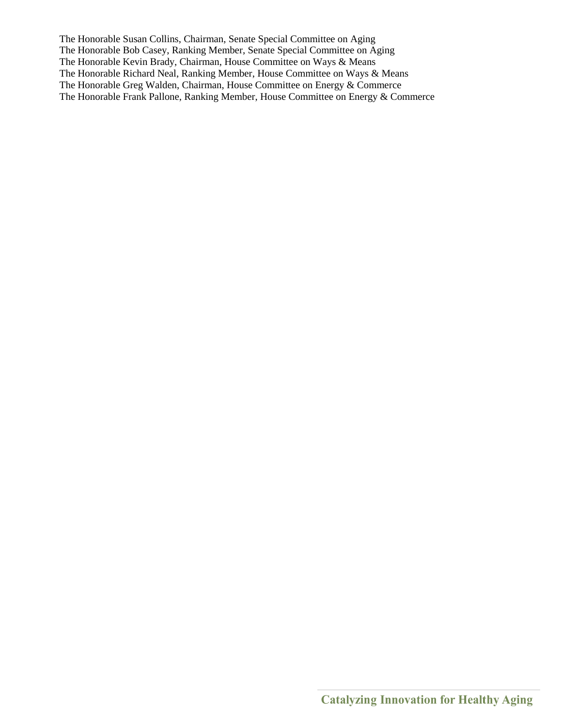The Honorable Susan Collins, Chairman, Senate Special Committee on Aging
The Honorable Bob Casey, Ranking Member, Senate Special Committee on Aging
The Honorable Kevin Brady, Chairman, House Committee on Ways & Means
The Honorable Richard Neal, Ranking Member, House Committee on Ways & Means
The Honorable Greg Walden, Chairman, House Committee on Energy & Commerce
The Honorable Frank Pallone, Ranking Member, House Committee on Energy & Commerce